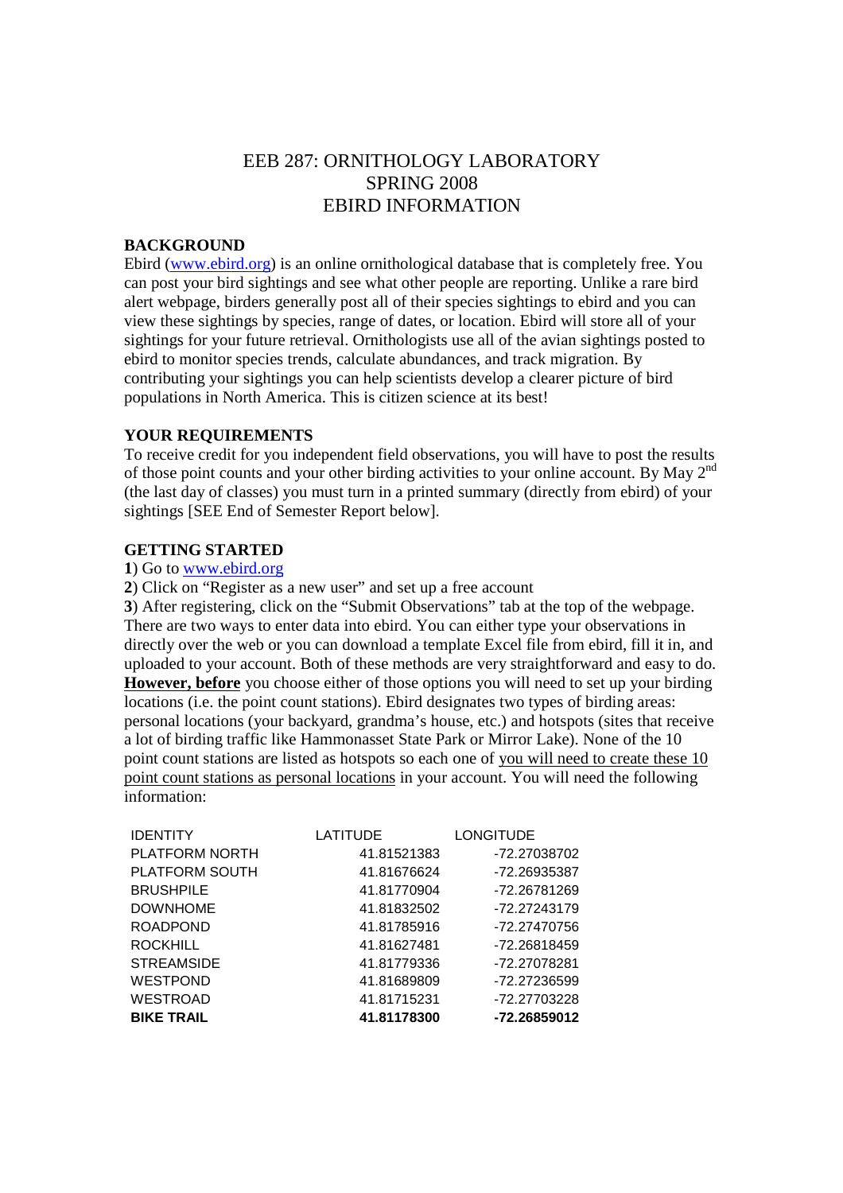# EEB 287: ORNITHOLOGY LABORATORY
# SPRING 2008
# EBIRD INFORMATION

## BACKGROUND

Ebird (www.ebird.org) is an online ornithological database that is completely free. You can post your bird sightings and see what other people are reporting. Unlike a rare bird alert webpage, birders generally post all of their species sightings to ebird and you can view these sightings by species, range of dates, or location. Ebird will store all of your sightings for your future retrieval. Ornithologists use all of the avian sightings posted to ebird to monitor species trends, calculate abundances, and track migration. By contributing your sightings you can help scientists develop a clearer picture of bird populations in North America. This is citizen science at its best!

## YOUR REQUIREMENTS

To receive credit for you independent field observations, you will have to post the results of those point counts and your other birding activities to your online account. By May 2[nd] (the last day of classes) you must turn in a printed summary (directly from ebird) of your sightings [SEE End of Semester Report below].

## GETTING STARTED

**1**) Go to www.ebird.org

**2**) Click on "Register as a new user" and set up a free account

**3**) After registering, click on the "Submit Observations" tab at the top of the webpage. There are two ways to enter data into ebird. You can either type your observations in directly over the web or you can download a template Excel file from ebird, fill it in, and uploaded to your account. Both of these methods are very straightforward and easy to do. **<u>However, before</u>** you choose either of those options you will need to set up your birding locations (i.e. the point count stations). Ebird designates two types of birding areas: personal locations (your backyard, grandma's house, etc.) and hotspots (sites that receive a lot of birding traffic like Hammonasset State Park or Mirror Lake). None of the 10 point count stations are listed as hotspots so each one of <u>you will need to create these 10 point count stations as personal locations</u> in your account. You will need the following information:

| IDENTITY | LATITUDE | LONGITUDE |
|---|---|---|
| PLATFORM NORTH | 41.81521383 | -72.27038702 |
| PLATFORM SOUTH | 41.81676624 | -72.26935387 |
| BRUSHPILE | 41.81770904 | -72.26781269 |
| DOWNHOME | 41.81832502 | -72.27243179 |
| ROADPOND | 41.81785916 | -72.27470756 |
| ROCKHILL | 41.81627481 | -72.26818459 |
| STREAMSIDE | 41.81779336 | -72.27078281 |
| WESTPOND | 41.81689809 | -72.27236599 |
| WESTROAD | 41.81715231 | -72.27703228 |
| **BIKE TRAIL** | **41.81178300** | **-72.26859012** |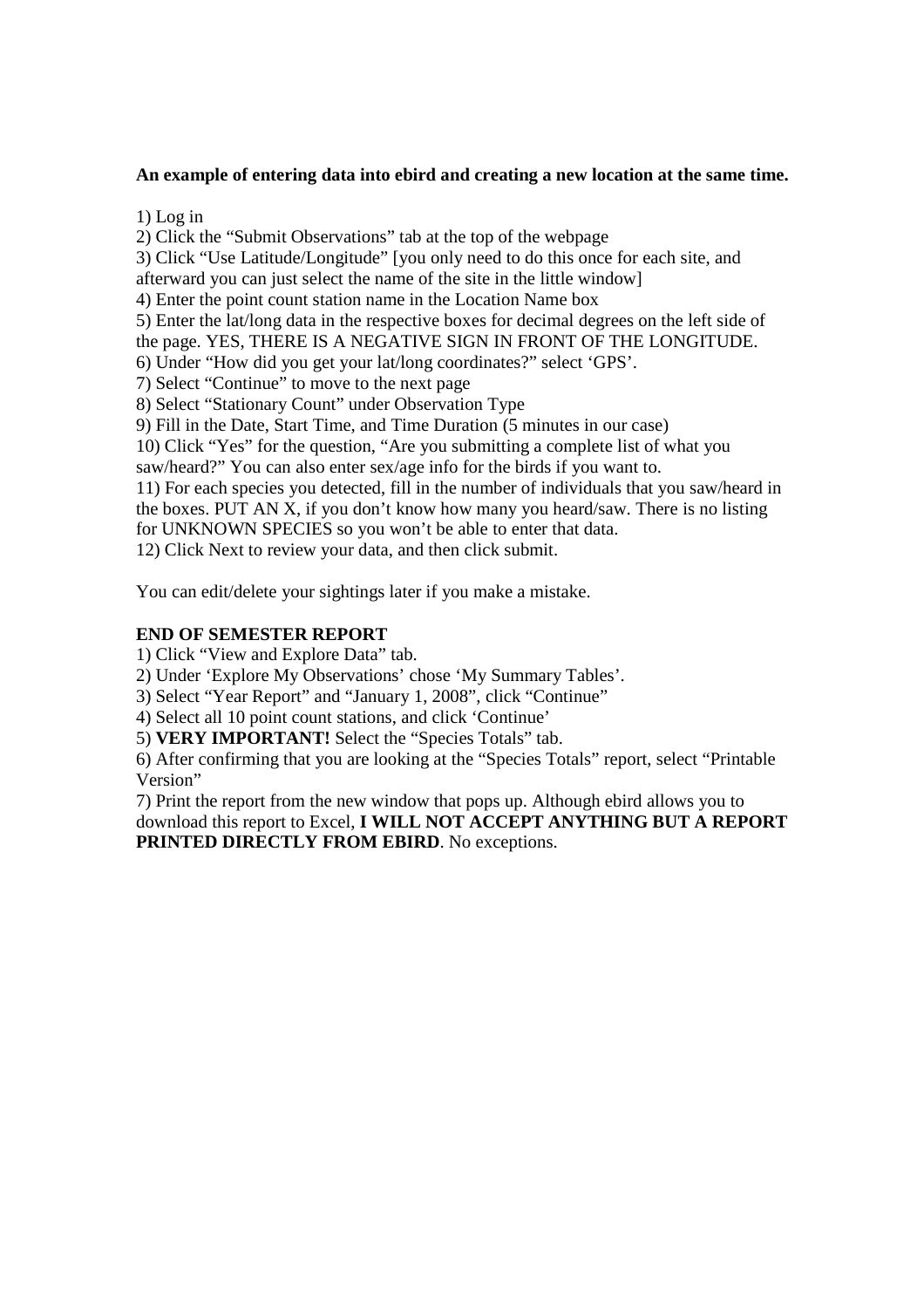**An example of entering data into ebird and creating a new location at the same time.**

1) Log in
2) Click the "Submit Observations" tab at the top of the webpage
3) Click "Use Latitude/Longitude" [you only need to do this once for each site, and afterward you can just select the name of the site in the little window]
4) Enter the point count station name in the Location Name box
5) Enter the lat/long data in the respective boxes for decimal degrees on the left side of the page. YES, THERE IS A NEGATIVE SIGN IN FRONT OF THE LONGITUDE.
6) Under "How did you get your lat/long coordinates?" select 'GPS'.
7) Select "Continue" to move to the next page
8) Select "Stationary Count" under Observation Type
9) Fill in the Date, Start Time, and Time Duration (5 minutes in our case)
10) Click "Yes" for the question, "Are you submitting a complete list of what you saw/heard?" You can also enter sex/age info for the birds if you want to.
11) For each species you detected, fill in the number of individuals that you saw/heard in the boxes. PUT AN X, if you don't know how many you heard/saw. There is no listing for UNKNOWN SPECIES so you won't be able to enter that data.
12) Click Next to review your data, and then click submit.

You can edit/delete your sightings later if you make a mistake.

**END OF SEMESTER REPORT**

1) Click "View and Explore Data" tab.
2) Under 'Explore My Observations' chose 'My Summary Tables'.
3) Select "Year Report" and "January 1, 2008", click "Continue"
4) Select all 10 point count stations, and click 'Continue'
5) **VERY IMPORTANT!** Select the "Species Totals" tab.
6) After confirming that you are looking at the "Species Totals" report, select "Printable Version"
7) Print the report from the new window that pops up. Although ebird allows you to download this report to Excel, **I WILL NOT ACCEPT ANYTHING BUT A REPORT PRINTED DIRECTLY FROM EBIRD**. No exceptions.